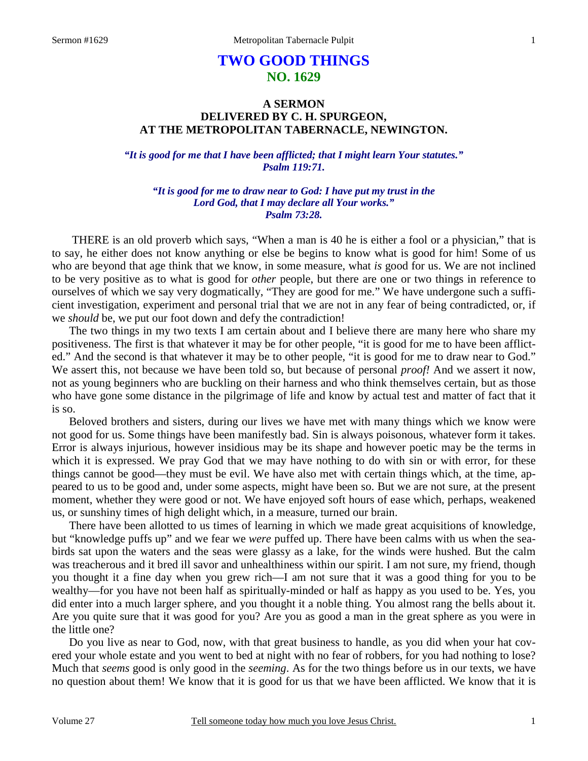# TWO GOOD THINGS
## NO. 1629

### A SERMON
### DELIVERED BY C. H. SPURGEON,
### AT THE METROPOLITAN TABERNACLE, NEWINGTON.

***"It is good for me that I have been afflicted; that I might learn Your statutes." Psalm 119:71.***

***"It is good for me to draw near to God: I have put my trust in the Lord God, that I may declare all Your works." Psalm 73:28.***

THERE is an old proverb which says, "When a man is 40 he is either a fool or a physician," that is to say, he either does not know anything or else be begins to know what is good for him! Some of us who are beyond that age think that we know, in some measure, what *is* good for us. We are not inclined to be very positive as to what is good for *other* people, but there are one or two things in reference to ourselves of which we say very dogmatically, "They are good for me." We have undergone such a sufficient investigation, experiment and personal trial that we are not in any fear of being contradicted, or, if we *should* be, we put our foot down and defy the contradiction!

The two things in my two texts I am certain about and I believe there are many here who share my positiveness. The first is that whatever it may be for other people, "it is good for me to have been afflicted." And the second is that whatever it may be to other people, "it is good for me to draw near to God." We assert this, not because we have been told so, but because of personal *proof!* And we assert it now, not as young beginners who are buckling on their harness and who think themselves certain, but as those who have gone some distance in the pilgrimage of life and know by actual test and matter of fact that it is so.

Beloved brothers and sisters, during our lives we have met with many things which we know were not good for us. Some things have been manifestly bad. Sin is always poisonous, whatever form it takes. Error is always injurious, however insidious may be its shape and however poetic may be the terms in which it is expressed. We pray God that we may have nothing to do with sin or with error, for these things cannot be good—they must be evil. We have also met with certain things which, at the time, appeared to us to be good and, under some aspects, might have been so. But we are not sure, at the present moment, whether they were good or not. We have enjoyed soft hours of ease which, perhaps, weakened us, or sunshiny times of high delight which, in a measure, turned our brain.

There have been allotted to us times of learning in which we made great acquisitions of knowledge, but "knowledge puffs up" and we fear we *were* puffed up. There have been calms with us when the seabirds sat upon the waters and the seas were glassy as a lake, for the winds were hushed. But the calm was treacherous and it bred ill savor and unhealthiness within our spirit. I am not sure, my friend, though you thought it a fine day when you grew rich—I am not sure that it was a good thing for you to be wealthy—for you have not been half as spiritually-minded or half as happy as you used to be. Yes, you did enter into a much larger sphere, and you thought it a noble thing. You almost rang the bells about it. Are you quite sure that it was good for you? Are you as good a man in the great sphere as you were in the little one?

Do you live as near to God, now, with that great business to handle, as you did when your hat covered your whole estate and you went to bed at night with no fear of robbers, for you had nothing to lose? Much that *seems* good is only good in the *seeming*. As for the two things before us in our texts, we have no question about them! We know that it is good for us that we have been afflicted. We know that it is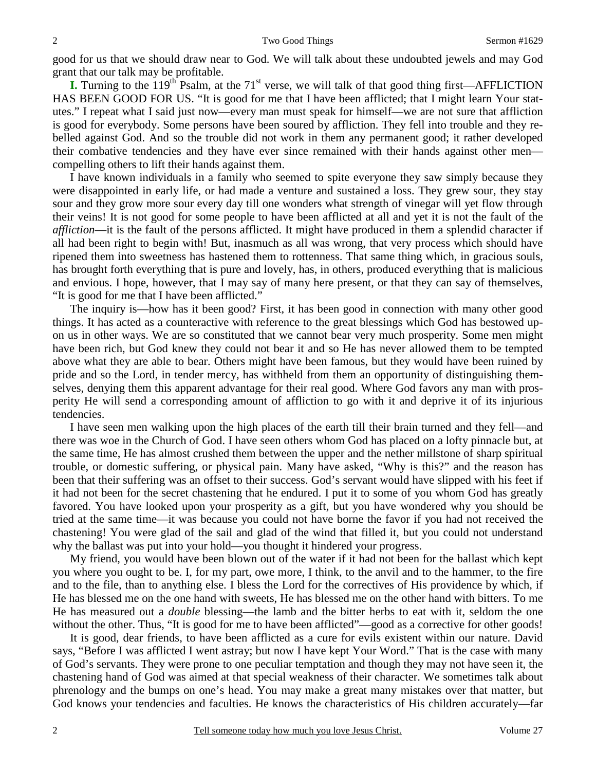good for us that we should draw near to God. We will talk about these undoubted jewels and may God grant that our talk may be profitable.

**I.** Turning to the 119th Psalm, at the 71st verse, we will talk of that good thing first—AFFLICTION HAS BEEN GOOD FOR US. "It is good for me that I have been afflicted; that I might learn Your statutes." I repeat what I said just now—every man must speak for himself—we are not sure that affliction is good for everybody. Some persons have been soured by affliction. They fell into trouble and they rebelled against God. And so the trouble did not work in them any permanent good; it rather developed their combative tendencies and they have ever since remained with their hands against other men—compelling others to lift their hands against them.

I have known individuals in a family who seemed to spite everyone they saw simply because they were disappointed in early life, or had made a venture and sustained a loss. They grew sour, they stay sour and they grow more sour every day till one wonders what strength of vinegar will yet flow through their veins! It is not good for some people to have been afflicted at all and yet it is not the fault of the *affliction*—it is the fault of the persons afflicted. It might have produced in them a splendid character if all had been right to begin with! But, inasmuch as all was wrong, that very process which should have ripened them into sweetness has hastened them to rottenness. That same thing which, in gracious souls, has brought forth everything that is pure and lovely, has, in others, produced everything that is malicious and envious. I hope, however, that I may say of many here present, or that they can say of themselves, "It is good for me that I have been afflicted."

The inquiry is—how has it been good? First, it has been good in connection with many other good things. It has acted as a counteractive with reference to the great blessings which God has bestowed upon us in other ways. We are so constituted that we cannot bear very much prosperity. Some men might have been rich, but God knew they could not bear it and so He has never allowed them to be tempted above what they are able to bear. Others might have been famous, but they would have been ruined by pride and so the Lord, in tender mercy, has withheld from them an opportunity of distinguishing themselves, denying them this apparent advantage for their real good. Where God favors any man with prosperity He will send a corresponding amount of affliction to go with it and deprive it of its injurious tendencies.

I have seen men walking upon the high places of the earth till their brain turned and they fell—and there was woe in the Church of God. I have seen others whom God has placed on a lofty pinnacle but, at the same time, He has almost crushed them between the upper and the nether millstone of sharp spiritual trouble, or domestic suffering, or physical pain. Many have asked, "Why is this?" and the reason has been that their suffering was an offset to their success. God's servant would have slipped with his feet if it had not been for the secret chastening that he endured. I put it to some of you whom God has greatly favored. You have looked upon your prosperity as a gift, but you have wondered why you should be tried at the same time—it was because you could not have borne the favor if you had not received the chastening! You were glad of the sail and glad of the wind that filled it, but you could not understand why the ballast was put into your hold—you thought it hindered your progress.

My friend, you would have been blown out of the water if it had not been for the ballast which kept you where you ought to be. I, for my part, owe more, I think, to the anvil and to the hammer, to the fire and to the file, than to anything else. I bless the Lord for the correctives of His providence by which, if He has blessed me on the one hand with sweets, He has blessed me on the other hand with bitters. To me He has measured out a *double* blessing—the lamb and the bitter herbs to eat with it, seldom the one without the other. Thus, "It is good for me to have been afflicted"—good as a corrective for other goods!

It is good, dear friends, to have been afflicted as a cure for evils existent within our nature. David says, "Before I was afflicted I went astray; but now I have kept Your Word." That is the case with many of God's servants. They were prone to one peculiar temptation and though they may not have seen it, the chastening hand of God was aimed at that special weakness of their character. We sometimes talk about phrenology and the bumps on one's head. You may make a great many mistakes over that matter, but God knows your tendencies and faculties. He knows the characteristics of His children accurately—far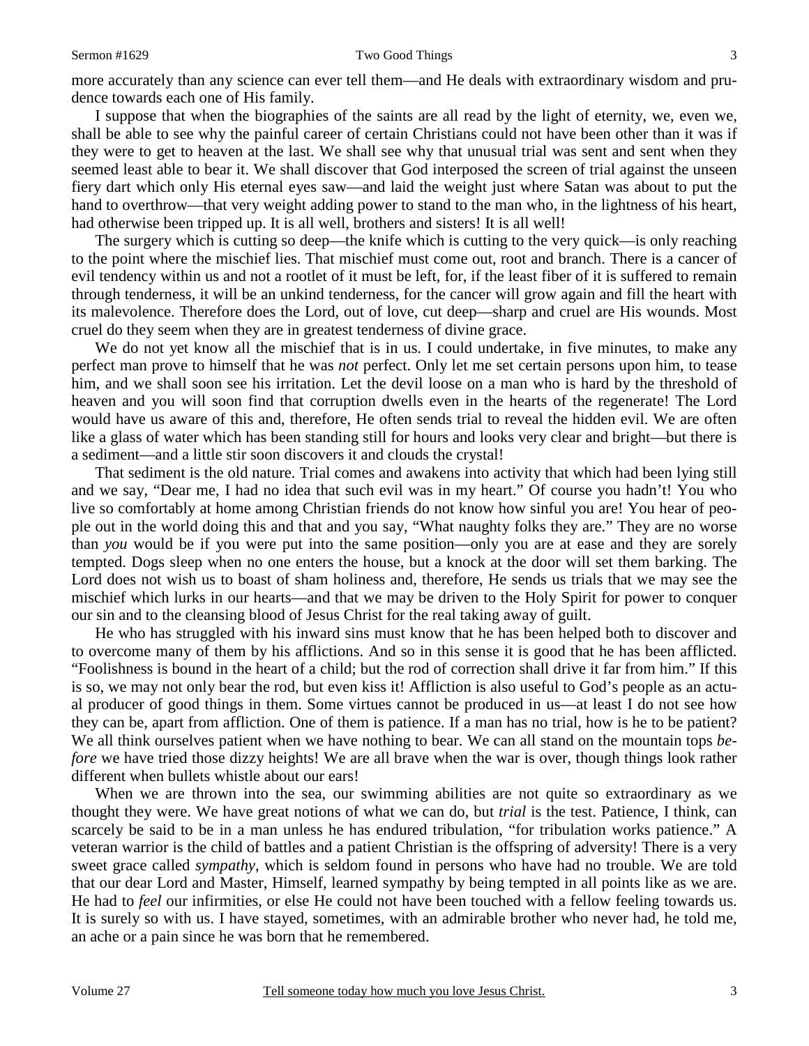more accurately than any science can ever tell them—and He deals with extraordinary wisdom and prudence towards each one of His family.

I suppose that when the biographies of the saints are all read by the light of eternity, we, even we, shall be able to see why the painful career of certain Christians could not have been other than it was if they were to get to heaven at the last. We shall see why that unusual trial was sent and sent when they seemed least able to bear it. We shall discover that God interposed the screen of trial against the unseen fiery dart which only His eternal eyes saw—and laid the weight just where Satan was about to put the hand to overthrow—that very weight adding power to stand to the man who, in the lightness of his heart, had otherwise been tripped up. It is all well, brothers and sisters! It is all well!

The surgery which is cutting so deep—the knife which is cutting to the very quick—is only reaching to the point where the mischief lies. That mischief must come out, root and branch. There is a cancer of evil tendency within us and not a rootlet of it must be left, for, if the least fiber of it is suffered to remain through tenderness, it will be an unkind tenderness, for the cancer will grow again and fill the heart with its malevolence. Therefore does the Lord, out of love, cut deep—sharp and cruel are His wounds. Most cruel do they seem when they are in greatest tenderness of divine grace.

We do not yet know all the mischief that is in us. I could undertake, in five minutes, to make any perfect man prove to himself that he was *not* perfect. Only let me set certain persons upon him, to tease him, and we shall soon see his irritation. Let the devil loose on a man who is hard by the threshold of heaven and you will soon find that corruption dwells even in the hearts of the regenerate! The Lord would have us aware of this and, therefore, He often sends trial to reveal the hidden evil. We are often like a glass of water which has been standing still for hours and looks very clear and bright—but there is a sediment—and a little stir soon discovers it and clouds the crystal!

That sediment is the old nature. Trial comes and awakens into activity that which had been lying still and we say, "Dear me, I had no idea that such evil was in my heart." Of course you hadn't! You who live so comfortably at home among Christian friends do not know how sinful you are! You hear of people out in the world doing this and that and you say, "What naughty folks they are." They are no worse than *you* would be if you were put into the same position—only you are at ease and they are sorely tempted. Dogs sleep when no one enters the house, but a knock at the door will set them barking. The Lord does not wish us to boast of sham holiness and, therefore, He sends us trials that we may see the mischief which lurks in our hearts—and that we may be driven to the Holy Spirit for power to conquer our sin and to the cleansing blood of Jesus Christ for the real taking away of guilt.

He who has struggled with his inward sins must know that he has been helped both to discover and to overcome many of them by his afflictions. And so in this sense it is good that he has been afflicted. "Foolishness is bound in the heart of a child; but the rod of correction shall drive it far from him." If this is so, we may not only bear the rod, but even kiss it! Affliction is also useful to God's people as an actual producer of good things in them. Some virtues cannot be produced in us—at least I do not see how they can be, apart from affliction. One of them is patience. If a man has no trial, how is he to be patient? We all think ourselves patient when we have nothing to bear. We can all stand on the mountain tops *before* we have tried those dizzy heights! We are all brave when the war is over, though things look rather different when bullets whistle about our ears!

When we are thrown into the sea, our swimming abilities are not quite so extraordinary as we thought they were. We have great notions of what we can do, but *trial* is the test. Patience, I think, can scarcely be said to be in a man unless he has endured tribulation, "for tribulation works patience." A veteran warrior is the child of battles and a patient Christian is the offspring of adversity! There is a very sweet grace called *sympathy*, which is seldom found in persons who have had no trouble. We are told that our dear Lord and Master, Himself, learned sympathy by being tempted in all points like as we are. He had to *feel* our infirmities, or else He could not have been touched with a fellow feeling towards us. It is surely so with us. I have stayed, sometimes, with an admirable brother who never had, he told me, an ache or a pain since he was born that he remembered.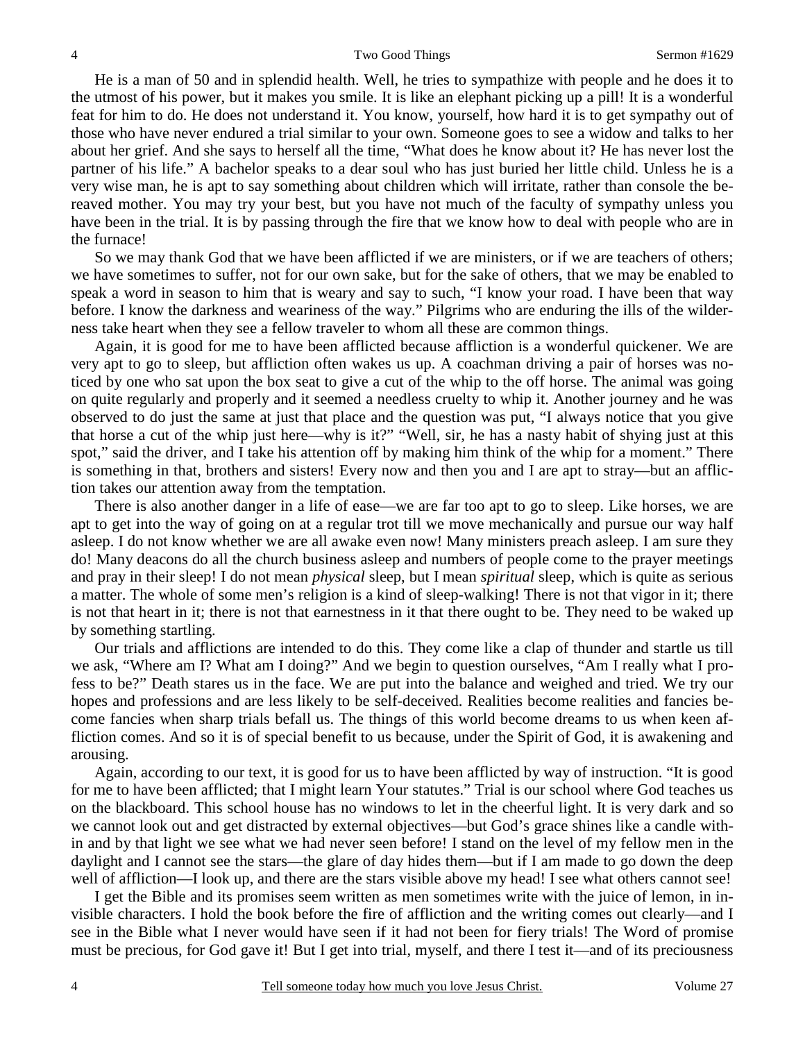He is a man of 50 and in splendid health. Well, he tries to sympathize with people and he does it to the utmost of his power, but it makes you smile. It is like an elephant picking up a pill! It is a wonderful feat for him to do. He does not understand it. You know, yourself, how hard it is to get sympathy out of those who have never endured a trial similar to your own. Someone goes to see a widow and talks to her about her grief. And she says to herself all the time, "What does he know about it? He has never lost the partner of his life." A bachelor speaks to a dear soul who has just buried her little child. Unless he is a very wise man, he is apt to say something about children which will irritate, rather than console the bereaved mother. You may try your best, but you have not much of the faculty of sympathy unless you have been in the trial. It is by passing through the fire that we know how to deal with people who are in the furnace!

So we may thank God that we have been afflicted if we are ministers, or if we are teachers of others; we have sometimes to suffer, not for our own sake, but for the sake of others, that we may be enabled to speak a word in season to him that is weary and say to such, "I know your road. I have been that way before. I know the darkness and weariness of the way." Pilgrims who are enduring the ills of the wilderness take heart when they see a fellow traveler to whom all these are common things.

Again, it is good for me to have been afflicted because affliction is a wonderful quickener. We are very apt to go to sleep, but affliction often wakes us up. A coachman driving a pair of horses was noticed by one who sat upon the box seat to give a cut of the whip to the off horse. The animal was going on quite regularly and properly and it seemed a needless cruelty to whip it. Another journey and he was observed to do just the same at just that place and the question was put, "I always notice that you give that horse a cut of the whip just here—why is it?" "Well, sir, he has a nasty habit of shying just at this spot," said the driver, and I take his attention off by making him think of the whip for a moment." There is something in that, brothers and sisters! Every now and then you and I are apt to stray—but an affliction takes our attention away from the temptation.

There is also another danger in a life of ease—we are far too apt to go to sleep. Like horses, we are apt to get into the way of going on at a regular trot till we move mechanically and pursue our way half asleep. I do not know whether we are all awake even now! Many ministers preach asleep. I am sure they do! Many deacons do all the church business asleep and numbers of people come to the prayer meetings and pray in their sleep! I do not mean *physical* sleep, but I mean *spiritual* sleep, which is quite as serious a matter. The whole of some men's religion is a kind of sleep-walking! There is not that vigor in it; there is not that heart in it; there is not that earnestness in it that there ought to be. They need to be waked up by something startling.

Our trials and afflictions are intended to do this. They come like a clap of thunder and startle us till we ask, "Where am I? What am I doing?" And we begin to question ourselves, "Am I really what I profess to be?" Death stares us in the face. We are put into the balance and weighed and tried. We try our hopes and professions and are less likely to be self-deceived. Realities become realities and fancies become fancies when sharp trials befall us. The things of this world become dreams to us when keen affliction comes. And so it is of special benefit to us because, under the Spirit of God, it is awakening and arousing.

Again, according to our text, it is good for us to have been afflicted by way of instruction. "It is good for me to have been afflicted; that I might learn Your statutes." Trial is our school where God teaches us on the blackboard. This school house has no windows to let in the cheerful light. It is very dark and so we cannot look out and get distracted by external objectives—but God's grace shines like a candle within and by that light we see what we had never seen before! I stand on the level of my fellow men in the daylight and I cannot see the stars—the glare of day hides them—but if I am made to go down the deep well of affliction—I look up, and there are the stars visible above my head! I see what others cannot see!

I get the Bible and its promises seem written as men sometimes write with the juice of lemon, in invisible characters. I hold the book before the fire of affliction and the writing comes out clearly—and I see in the Bible what I never would have seen if it had not been for fiery trials! The Word of promise must be precious, for God gave it! But I get into trial, myself, and there I test it—and of its preciousness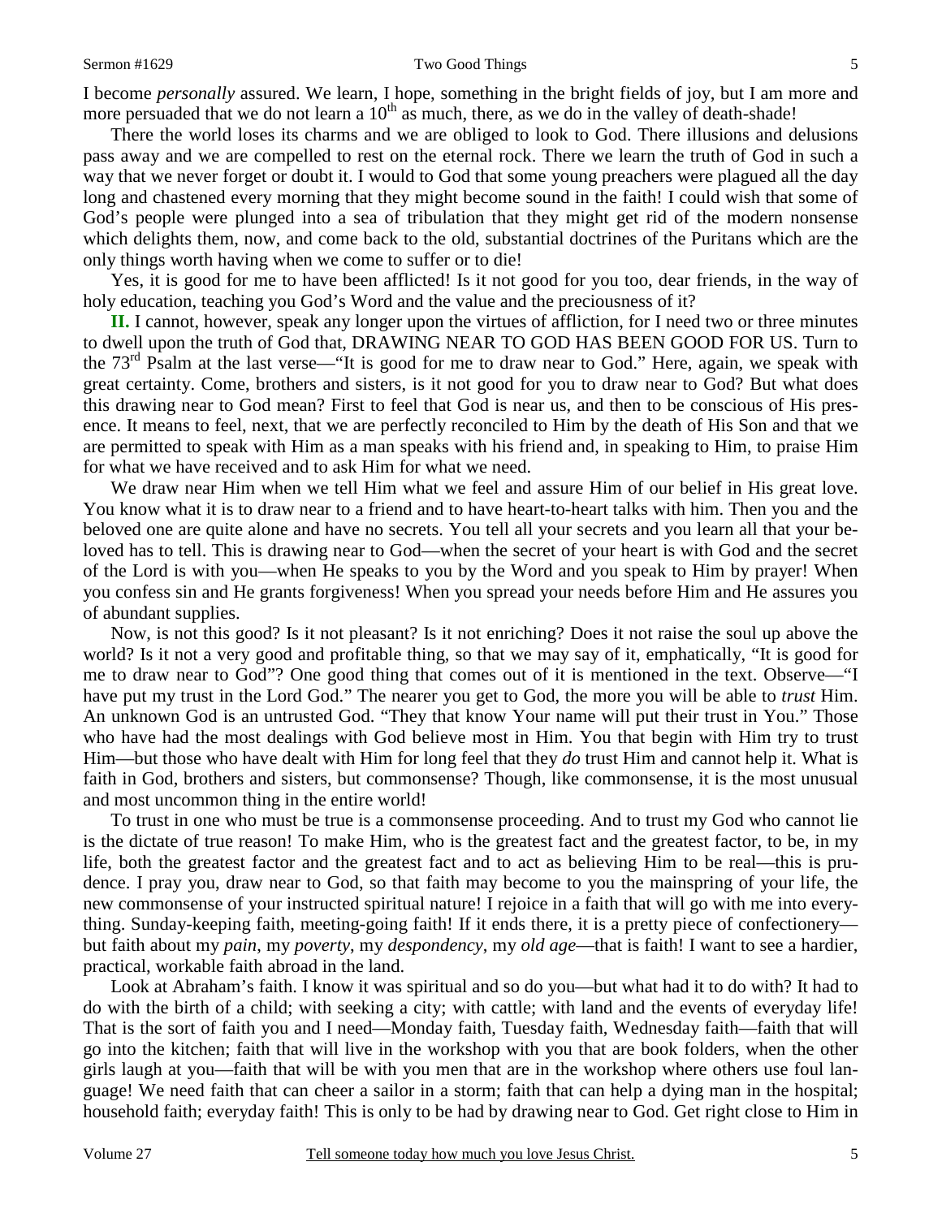I become *personally* assured. We learn, I hope, something in the bright fields of joy, but I am more and more persuaded that we do not learn a 10th as much, there, as we do in the valley of death-shade!

There the world loses its charms and we are obliged to look to God. There illusions and delusions pass away and we are compelled to rest on the eternal rock. There we learn the truth of God in such a way that we never forget or doubt it. I would to God that some young preachers were plagued all the day long and chastened every morning that they might become sound in the faith! I could wish that some of God's people were plunged into a sea of tribulation that they might get rid of the modern nonsense which delights them, now, and come back to the old, substantial doctrines of the Puritans which are the only things worth having when we come to suffer or to die!

Yes, it is good for me to have been afflicted! Is it not good for you too, dear friends, in the way of holy education, teaching you God's Word and the value and the preciousness of it?

**II.** I cannot, however, speak any longer upon the virtues of affliction, for I need two or three minutes to dwell upon the truth of God that, DRAWING NEAR TO GOD HAS BEEN GOOD FOR US. Turn to the 73rd Psalm at the last verse—"It is good for me to draw near to God." Here, again, we speak with great certainty. Come, brothers and sisters, is it not good for you to draw near to God? But what does this drawing near to God mean? First to feel that God is near us, and then to be conscious of His presence. It means to feel, next, that we are perfectly reconciled to Him by the death of His Son and that we are permitted to speak with Him as a man speaks with his friend and, in speaking to Him, to praise Him for what we have received and to ask Him for what we need.

We draw near Him when we tell Him what we feel and assure Him of our belief in His great love. You know what it is to draw near to a friend and to have heart-to-heart talks with him. Then you and the beloved one are quite alone and have no secrets. You tell all your secrets and you learn all that your beloved has to tell. This is drawing near to God—when the secret of your heart is with God and the secret of the Lord is with you—when He speaks to you by the Word and you speak to Him by prayer! When you confess sin and He grants forgiveness! When you spread your needs before Him and He assures you of abundant supplies.

Now, is not this good? Is it not pleasant? Is it not enriching? Does it not raise the soul up above the world? Is it not a very good and profitable thing, so that we may say of it, emphatically, "It is good for me to draw near to God"? One good thing that comes out of it is mentioned in the text. Observe—"I have put my trust in the Lord God." The nearer you get to God, the more you will be able to *trust* Him. An unknown God is an untrusted God. "They that know Your name will put their trust in You." Those who have had the most dealings with God believe most in Him. You that begin with Him try to trust Him—but those who have dealt with Him for long feel that they *do* trust Him and cannot help it. What is faith in God, brothers and sisters, but commonsense? Though, like commonsense, it is the most unusual and most uncommon thing in the entire world!

To trust in one who must be true is a commonsense proceeding. And to trust my God who cannot lie is the dictate of true reason! To make Him, who is the greatest fact and the greatest factor, to be, in my life, both the greatest factor and the greatest fact and to act as believing Him to be real—this is prudence. I pray you, draw near to God, so that faith may become to you the mainspring of your life, the new commonsense of your instructed spiritual nature! I rejoice in a faith that will go with me into everything. Sunday-keeping faith, meeting-going faith! If it ends there, it is a pretty piece of confectionery—but faith about my *pain*, my *poverty*, my *despondency*, my *old age*—that is faith! I want to see a hardier, practical, workable faith abroad in the land.

Look at Abraham's faith. I know it was spiritual and so do you—but what had it to do with? It had to do with the birth of a child; with seeking a city; with cattle; with land and the events of everyday life! That is the sort of faith you and I need—Monday faith, Tuesday faith, Wednesday faith—faith that will go into the kitchen; faith that will live in the workshop with you that are book folders, when the other girls laugh at you—faith that will be with you men that are in the workshop where others use foul language! We need faith that can cheer a sailor in a storm; faith that can help a dying man in the hospital; household faith; everyday faith! This is only to be had by drawing near to God. Get right close to Him in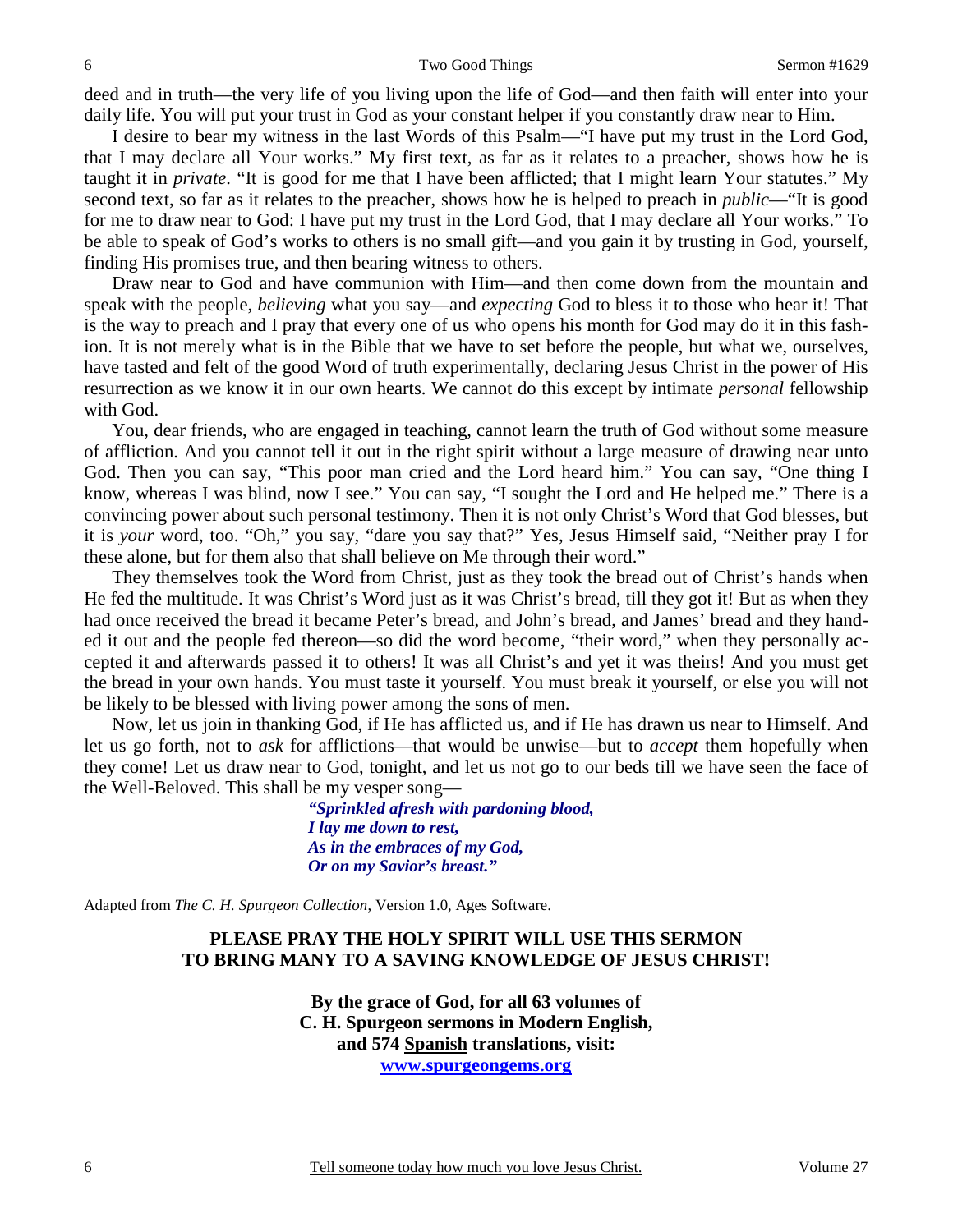deed and in truth—the very life of you living upon the life of God—and then faith will enter into your daily life. You will put your trust in God as your constant helper if you constantly draw near to Him.

I desire to bear my witness in the last Words of this Psalm—"I have put my trust in the Lord God, that I may declare all Your works." My first text, as far as it relates to a preacher, shows how he is taught it in *private*. "It is good for me that I have been afflicted; that I might learn Your statutes." My second text, so far as it relates to the preacher, shows how he is helped to preach in *public*—"It is good for me to draw near to God: I have put my trust in the Lord God, that I may declare all Your works." To be able to speak of God's works to others is no small gift—and you gain it by trusting in God, yourself, finding His promises true, and then bearing witness to others.

Draw near to God and have communion with Him—and then come down from the mountain and speak with the people, *believing* what you say—and *expecting* God to bless it to those who hear it! That is the way to preach and I pray that every one of us who opens his month for God may do it in this fashion. It is not merely what is in the Bible that we have to set before the people, but what we, ourselves, have tasted and felt of the good Word of truth experimentally, declaring Jesus Christ in the power of His resurrection as we know it in our own hearts. We cannot do this except by intimate *personal* fellowship with God.

You, dear friends, who are engaged in teaching, cannot learn the truth of God without some measure of affliction. And you cannot tell it out in the right spirit without a large measure of drawing near unto God. Then you can say, "This poor man cried and the Lord heard him." You can say, "One thing I know, whereas I was blind, now I see." You can say, "I sought the Lord and He helped me." There is a convincing power about such personal testimony. Then it is not only Christ's Word that God blesses, but it is *your* word, too. "Oh," you say, "dare you say that?" Yes, Jesus Himself said, "Neither pray I for these alone, but for them also that shall believe on Me through their word."

They themselves took the Word from Christ, just as they took the bread out of Christ's hands when He fed the multitude. It was Christ's Word just as it was Christ's bread, till they got it! But as when they had once received the bread it became Peter's bread, and John's bread, and James' bread and they handed it out and the people fed thereon—so did the word become, "their word," when they personally accepted it and afterwards passed it to others! It was all Christ's and yet it was theirs! And you must get the bread in your own hands. You must taste it yourself. You must break it yourself, or else you will not be likely to be blessed with living power among the sons of men.

Now, let us join in thanking God, if He has afflicted us, and if He has drawn us near to Himself. And let us go forth, not to *ask* for afflictions—that would be unwise—but to *accept* them hopefully when they come! Let us draw near to God, tonight, and let us not go to our beds till we have seen the face of the Well-Beloved. This shall be my vesper song—

> ***"Sprinkled afresh with pardoning blood,***
> ***I lay me down to rest,***
> ***As in the embraces of my God,***
> ***Or on my Savior's breast."***

Adapted from *The C. H. Spurgeon Collection,* Version 1.0, Ages Software.

**PLEASE PRAY THE HOLY SPIRIT WILL USE THIS SERMON TO BRING MANY TO A SAVING KNOWLEDGE OF JESUS CHRIST!**

**By the grace of God, for all 63 volumes of C. H. Spurgeon sermons in Modern English, and 574 Spanish translations, visit: www.spurgeongems.org**